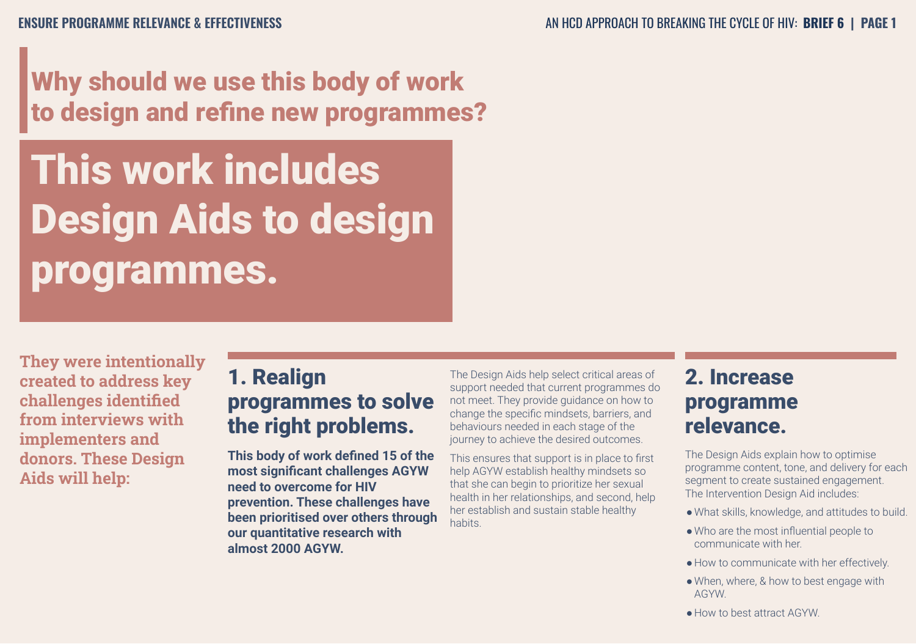## Why should we use this body of work to design and refine new programmes?

# This work includes Design Aids to design programmes.

**They were intentionally created to address key challenges identified from interviews with implementers and donors. These Design Aids will help:**

### 1. Realign programmes to solve the right problems.

**This body of work defined 15 of the most significant challenges AGYW need to overcome for HIV prevention. These challenges have been prioritised over others through our quantitative research with almost 2000 AGYW.**

The Design Aids help select critical areas of support needed that current programmes do not meet. They provide guidance on how to change the specific mindsets, barriers, and behaviours needed in each stage of the journey to achieve the desired outcomes.

This ensures that support is in place to first help AGYW establish healthy mindsets so that she can begin to prioritize her sexual health in her relationships, and second, help her establish and sustain stable healthy habits.

### 2. Increase programme relevance.

The Design Aids explain how to optimise programme content, tone, and delivery for each segment to create sustained engagement. The Intervention Design Aid includes:

- What skills, knowledge, and attitudes to build.
- Who are the most influential people to communicate with her.
- How to communicate with her effectively.
- When, where, & how to best engage with AGYW.
- How to best attract AGYW.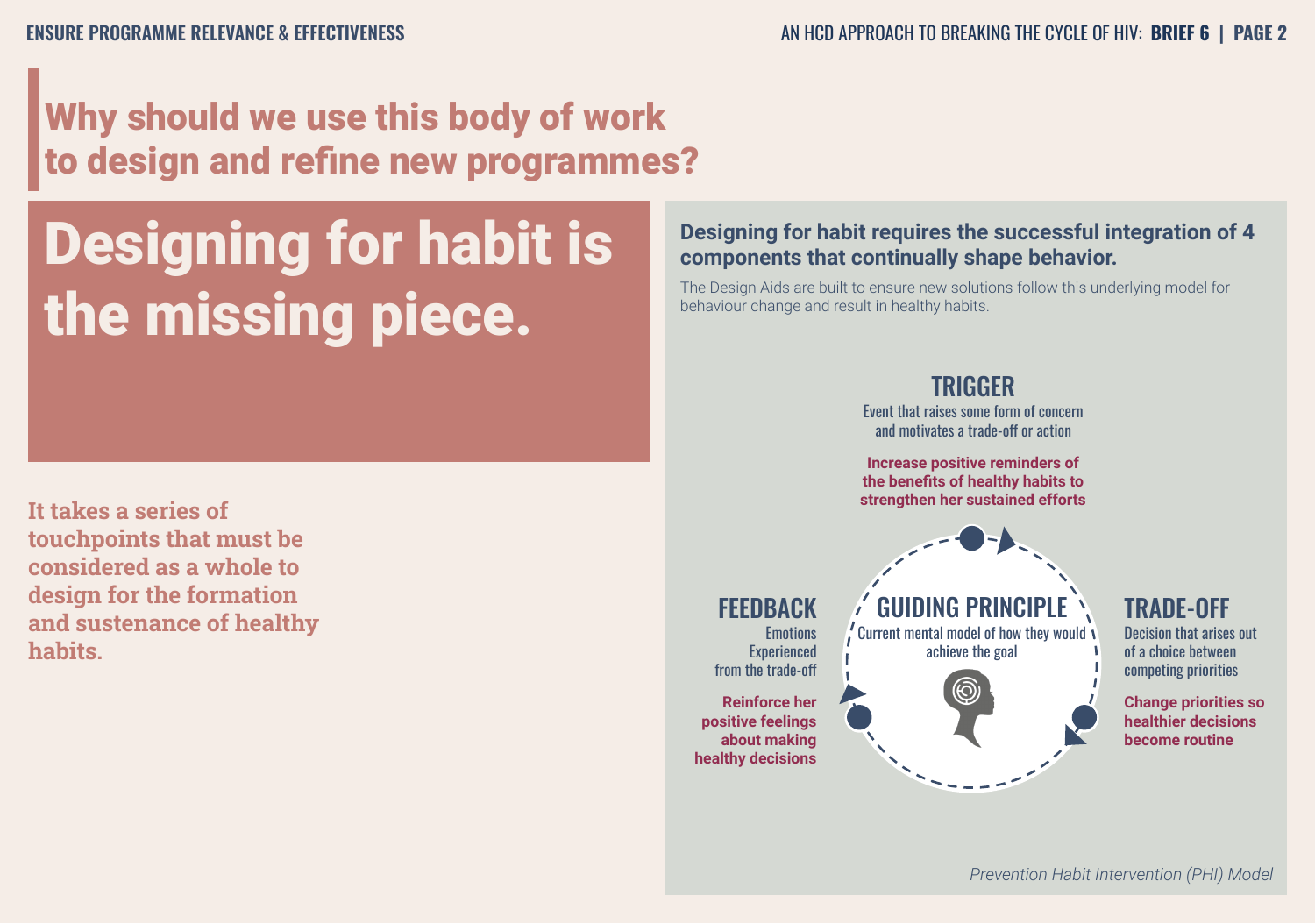# Why should we use this body of work to design and refine new programmes?

## Designing for habit is the missing piece.

**It takes a series of touchpoints that must be considered as a whole to design for the formation and sustenance of healthy habits.**

**Designing for habit requires the successful integration of 4 components that continually shape behavior.**

The Design Aids are built to ensure new solutions follow this underlying model for behaviour change and result in healthy habits.

### TRIGGER

Event that raises some form of concern and motivates a trade-off or action

**Increase positive reminders of the benefits of healthy habits to strengthen her sustained efforts**

### TRADE-OFF

Decision that arises out of a choice between competing priorities

**Change priorities so healthier decisions become routine**

### FEEDBACK

Emotions Experienced from the trade-off

**Reinforce her positive feelings about making healthy decisions**

### GUIDING PRINCIPLE

Current mental model of how they would achieve the goal

*Prevention Habit Intervention (PHI) Model*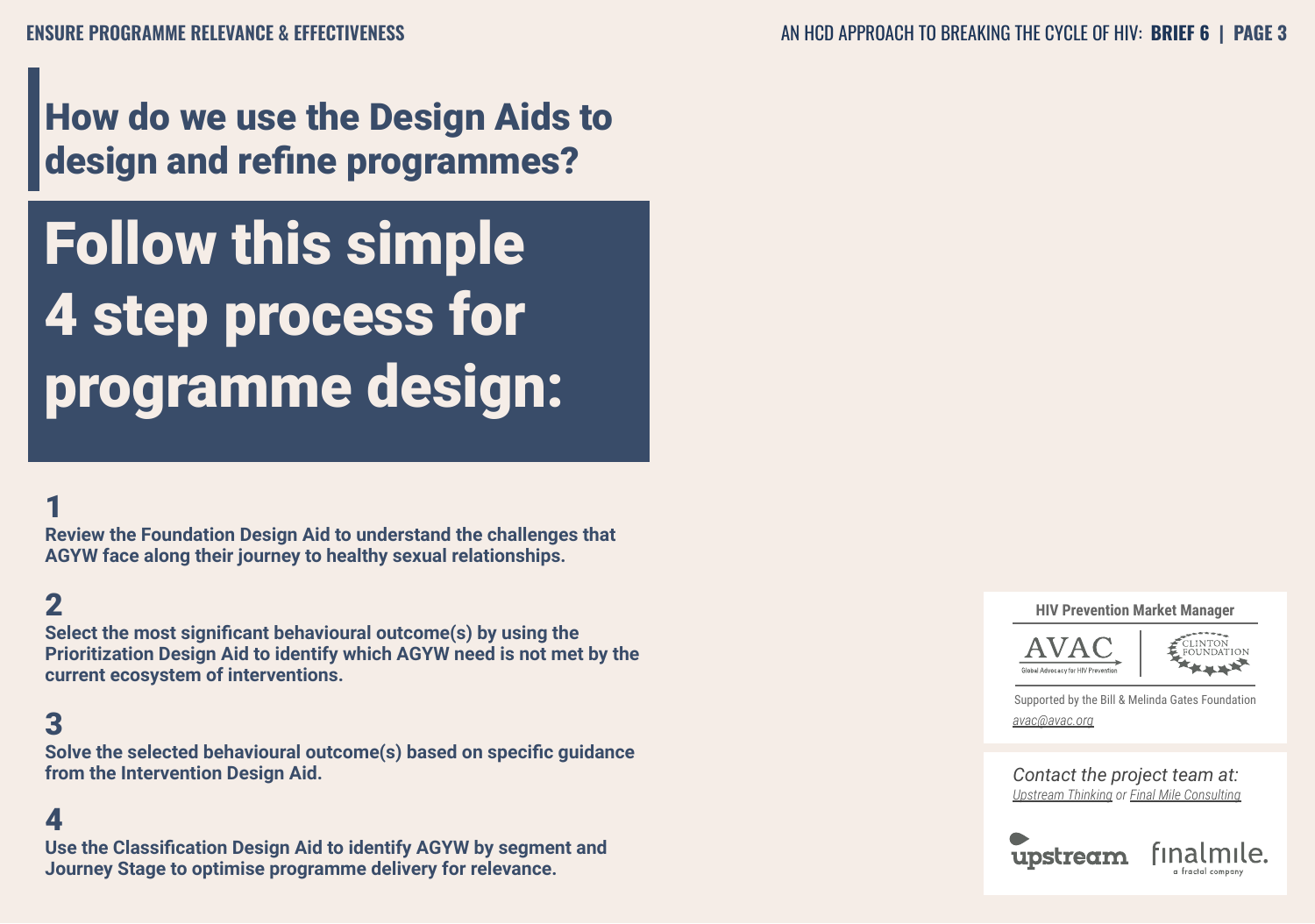## How do we use the Design Aids to design and refine programmes?

# Follow this simple 4 step process for programme design:

**1**

**Review the Foundation Design Aid to understand the challenges that AGYW face along their journey to healthy sexual relationships.**

**2**

**Select the most significant behavioural outcome(s) by using the Prioritization Design Aid to identify which AGYW need is not met by the current ecosystem of interventions.**

**3**

**Solve the selected behavioural outcome(s) based on specific guidance from the Intervention Design Aid.**

**4**

**Use the Classification Design Aid to identify AGYW by segment and Journey Stage to optimise programme delivery for relevance.**

**HIV Prevention Market Manager**

AVAC Global Advocacy for HIV Prevention | Clinton Foundation

Supported by the Bill & Melinda Gates Foundation

avac@avac.org

*Contact the project team at:*
*Upstream Thinking or Final Mile Consulting*

upstream | finalmile. a fractal company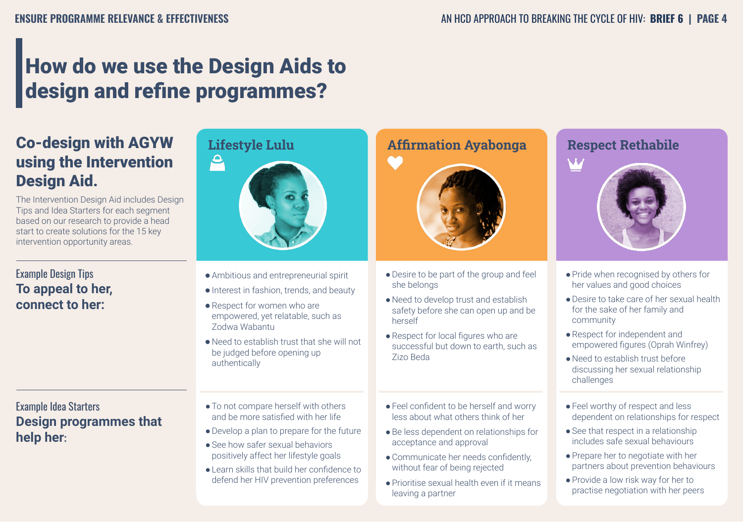# How do we use the Design Aids to design and refine programmes?

## Co-design with AGYW using the Intervention Design Aid.

The Intervention Design Aid includes Design Tips and Idea Starters for each segment based on our research to provide a head start to create solutions for the 15 key intervention opportunity areas.

| | Lifestyle Lulu | Affirmation Ayabonga | Respect Rethabile |
|---|---|---|---|
| Example Design Tips **To appeal to her, connect to her:** | • Ambitious and entrepreneurial spirit<br>• Interest in fashion, trends, and beauty<br>• Respect for women who are empowered, yet relatable, such as Zodwa Wabantu<br>• Need to establish trust that she will not be judged before opening up authentically | • Desire to be part of the group and feel she belongs<br>• Need to develop trust and establish safety before she can open up and be herself<br>• Respect for local figures who are successful but down to earth, such as Zizo Beda | • Pride when recognised by others for her values and good choices<br>• Desire to take care of her sexual health for the sake of her family and community<br>• Respect for independent and empowered figures (Oprah Winfrey)<br>• Need to establish trust before discussing her sexual relationship challenges |
| Example Idea Starters **Design programmes that help her:** | • To not compare herself with others and be more satisfied with her life<br>• Develop a plan to prepare for the future<br>• See how safer sexual behaviors positively affect her lifestyle goals<br>• Learn skills that build her confidence to defend her HIV prevention preferences | • Feel confident to be herself and worry less about what others think of her<br>• Be less dependent on relationships for acceptance and approval<br>• Communicate her needs confidently, without fear of being rejected<br>• Prioritise sexual health even if it means leaving a partner | • Feel worthy of respect and less dependent on relationships for respect<br>• See that respect in a relationship includes safe sexual behaviours<br>• Prepare her to negotiate with her partners about prevention behaviours<br>• Provide a low risk way for her to practise negotiation with her peers |